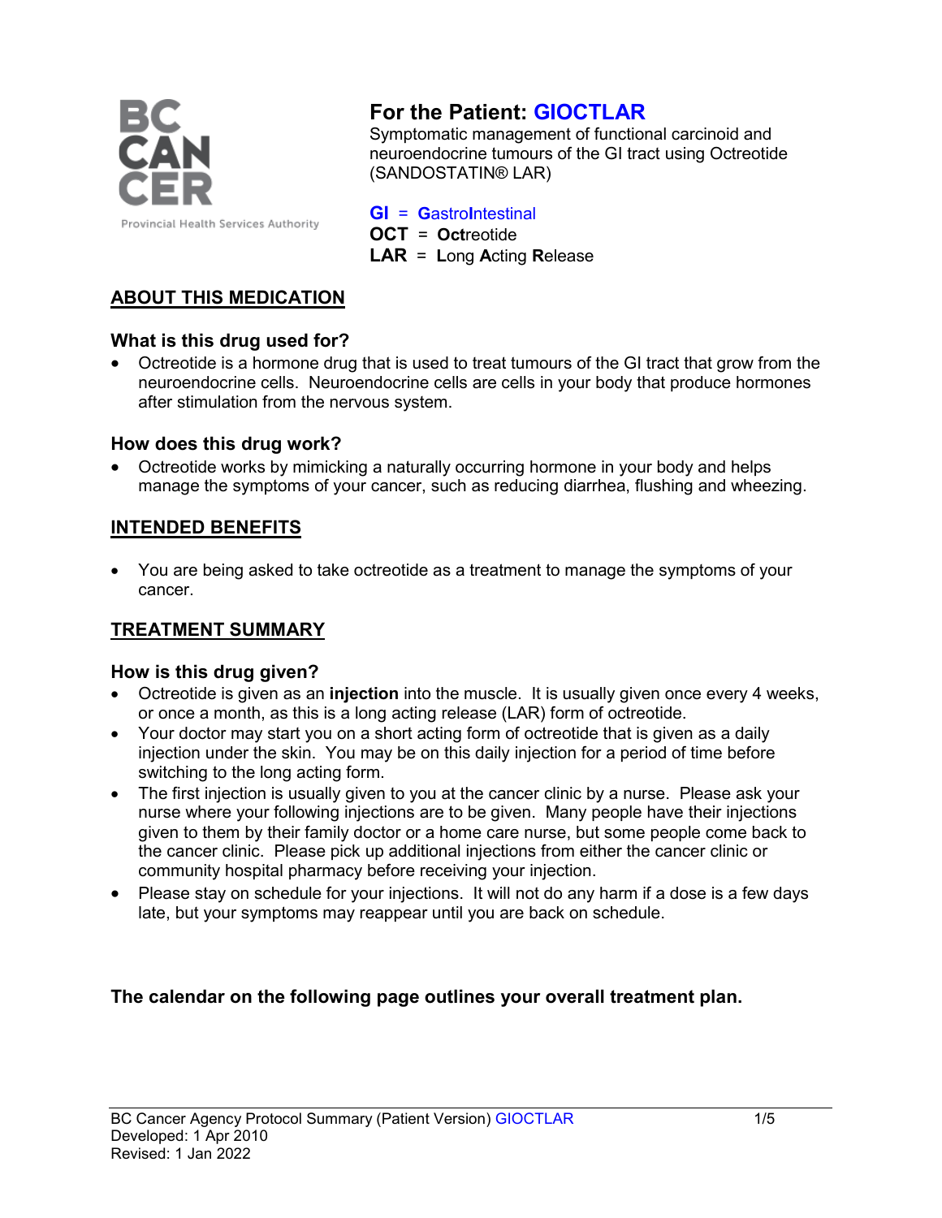BC CANCER

Provincial Health Services Authority

# For the Patient: GIOCTLAR

Symptomatic management of functional carcinoid and neuroendocrine tumours of the GI tract using Octreotide (SANDOSTATIN® LAR)

**GI** = **G**astro**I**ntestinal
**OCT** = **Oct**reotide
**LAR** = **L**ong **A**cting **R**elease

## ABOUT THIS MEDICATION

### What is this drug used for?

- Octreotide is a hormone drug that is used to treat tumours of the GI tract that grow from the neuroendocrine cells. Neuroendocrine cells are cells in your body that produce hormones after stimulation from the nervous system.

### How does this drug work?

- Octreotide works by mimicking a naturally occurring hormone in your body and helps manage the symptoms of your cancer, such as reducing diarrhea, flushing and wheezing.

## INTENDED BENEFITS

- You are being asked to take octreotide as a treatment to manage the symptoms of your cancer.

## TREATMENT SUMMARY

### How is this drug given?

- Octreotide is given as an **injection** into the muscle. It is usually given once every 4 weeks, or once a month, as this is a long acting release (LAR) form of octreotide.
- Your doctor may start you on a short acting form of octreotide that is given as a daily injection under the skin. You may be on this daily injection for a period of time before switching to the long acting form.
- The first injection is usually given to you at the cancer clinic by a nurse. Please ask your nurse where your following injections are to be given. Many people have their injections given to them by their family doctor or a home care nurse, but some people come back to the cancer clinic. Please pick up additional injections from either the cancer clinic or community hospital pharmacy before receiving your injection.
- Please stay on schedule for your injections. It will not do any harm if a dose is a few days late, but your symptoms may reappear until you are back on schedule.

**The calendar on the following page outlines your overall treatment plan.**

BC Cancer Agency Protocol Summary (Patient Version) GIOCTLAR
Developed: 1 Apr 2010
Revised: 1 Jan 2022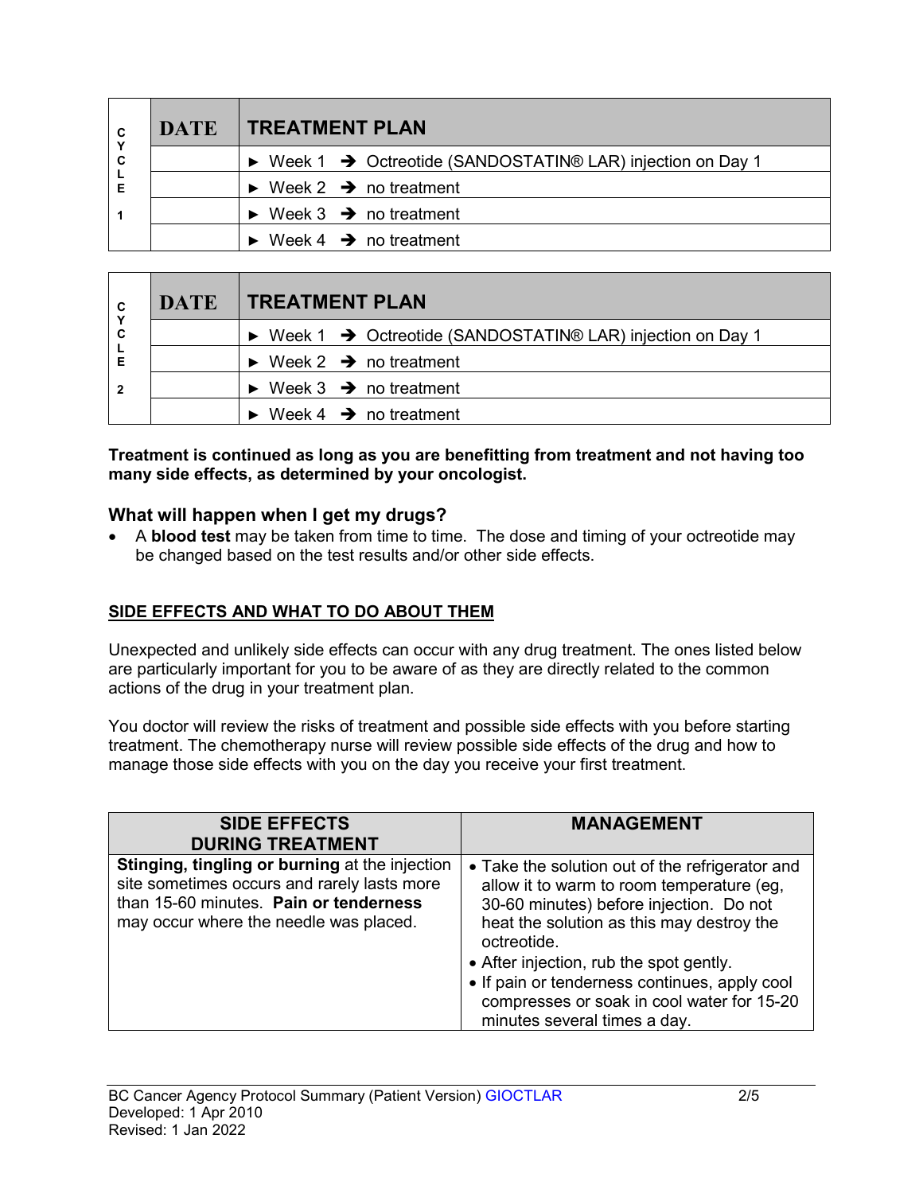| CYCLE 1 | DATE | TREATMENT PLAN |
|---|---|---|
| | | ► Week 1 ➔ Octreotide (SANDOSTATIN® LAR) injection on Day 1 |
| | | ► Week 2 ➔ no treatment |
| | | ► Week 3 ➔ no treatment |
| | | ► Week 4 ➔ no treatment |

| CYCLE 2 | DATE | TREATMENT PLAN |
|---|---|---|
| | | ► Week 1 ➔ Octreotide (SANDOSTATIN® LAR) injection on Day 1 |
| | | ► Week 2 ➔ no treatment |
| | | ► Week 3 ➔ no treatment |
| | | ► Week 4 ➔ no treatment |

**Treatment is continued as long as you are benefitting from treatment and not having too many side effects, as determined by your oncologist.**

### What will happen when I get my drugs?

- A **blood test** may be taken from time to time. The dose and timing of your octreotide may be changed based on the test results and/or other side effects.

## SIDE EFFECTS AND WHAT TO DO ABOUT THEM

Unexpected and unlikely side effects can occur with any drug treatment. The ones listed below are particularly important for you to be aware of as they are directly related to the common actions of the drug in your treatment plan.

You doctor will review the risks of treatment and possible side effects with you before starting treatment. The chemotherapy nurse will review possible side effects of the drug and how to manage those side effects with you on the day you receive your first treatment.

| SIDE EFFECTS DURING TREATMENT | MANAGEMENT |
|---|---|
| **Stinging, tingling or burning** at the injection site sometimes occurs and rarely lasts more than 15-60 minutes. **Pain or tenderness** may occur where the needle was placed. | • Take the solution out of the refrigerator and allow it to warm to room temperature (eg, 30-60 minutes) before injection. Do not heat the solution as this may destroy the octreotide.<br>• After injection, rub the spot gently.<br>• If pain or tenderness continues, apply cool compresses or soak in cool water for 15-20 minutes several times a day. |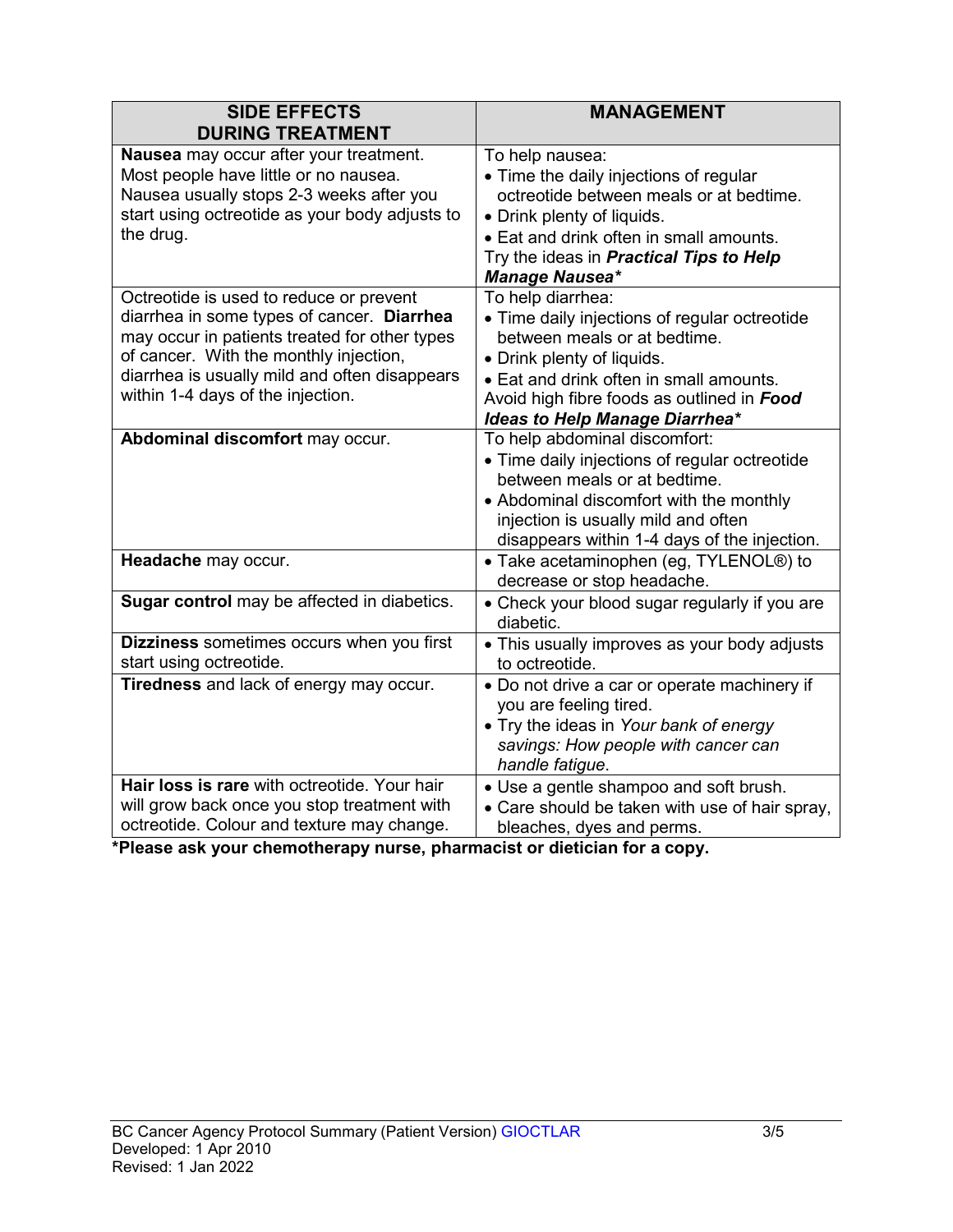| SIDE EFFECTS DURING TREATMENT | MANAGEMENT |
|---|---|
| **Nausea** may occur after your treatment. Most people have little or no nausea. Nausea usually stops 2-3 weeks after you start using octreotide as your body adjusts to the drug. | To help nausea:<br>• Time the daily injections of regular octreotide between meals or at bedtime.<br>• Drink plenty of liquids.<br>• Eat and drink often in small amounts.<br>Try the ideas in ***Practical Tips to Help Manage Nausea**** |
| Octreotide is used to reduce or prevent diarrhea in some types of cancer. **Diarrhea** may occur in patients treated for other types of cancer. With the monthly injection, diarrhea is usually mild and often disappears within 1-4 days of the injection. | To help diarrhea:<br>• Time daily injections of regular octreotide between meals or at bedtime.<br>• Drink plenty of liquids.<br>• Eat and drink often in small amounts.<br>Avoid high fibre foods as outlined in ***Food Ideas to Help Manage Diarrhea**** |
| **Abdominal discomfort** may occur. | To help abdominal discomfort:<br>• Time daily injections of regular octreotide between meals or at bedtime.<br>• Abdominal discomfort with the monthly injection is usually mild and often disappears within 1-4 days of the injection. |
| **Headache** may occur. | • Take acetaminophen (eg, TYLENOL®) to decrease or stop headache. |
| **Sugar control** may be affected in diabetics. | • Check your blood sugar regularly if you are diabetic. |
| **Dizziness** sometimes occurs when you first start using octreotide. | • This usually improves as your body adjusts to octreotide. |
| **Tiredness** and lack of energy may occur. | • Do not drive a car or operate machinery if you are feeling tired.<br>• Try the ideas in *Your bank of energy savings: How people with cancer can handle fatigue*. |
| **Hair loss is rare** with octreotide. Your hair will grow back once you stop treatment with octreotide. Colour and texture may change. | • Use a gentle shampoo and soft brush.<br>• Care should be taken with use of hair spray, bleaches, dyes and perms. |

***Please ask your chemotherapy nurse, pharmacist or dietician for a copy.**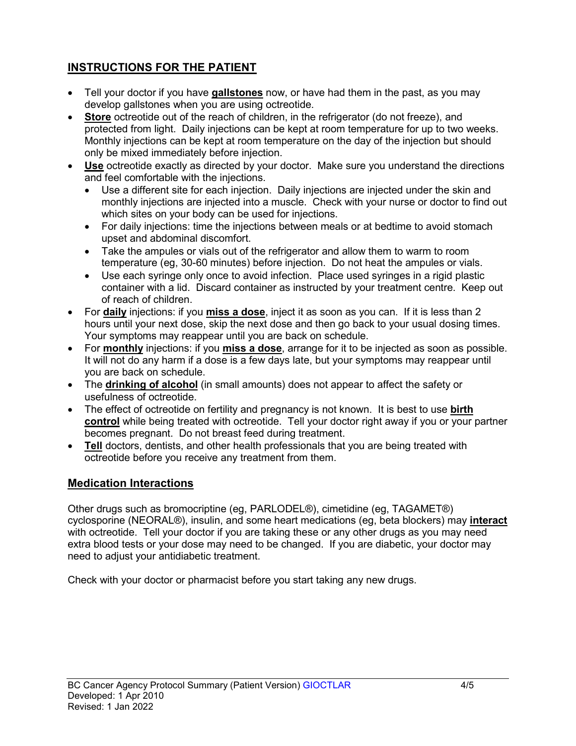## INSTRUCTIONS FOR THE PATIENT

- Tell your doctor if you have **gallstones** now, or have had them in the past, as you may develop gallstones when you are using octreotide.
- **Store** octreotide out of the reach of children, in the refrigerator (do not freeze), and protected from light. Daily injections can be kept at room temperature for up to two weeks. Monthly injections can be kept at room temperature on the day of the injection but should only be mixed immediately before injection.
- **Use** octreotide exactly as directed by your doctor. Make sure you understand the directions and feel comfortable with the injections.
  - Use a different site for each injection. Daily injections are injected under the skin and monthly injections are injected into a muscle. Check with your nurse or doctor to find out which sites on your body can be used for injections.
  - For daily injections: time the injections between meals or at bedtime to avoid stomach upset and abdominal discomfort.
  - Take the ampules or vials out of the refrigerator and allow them to warm to room temperature (eg, 30-60 minutes) before injection. Do not heat the ampules or vials.
  - Use each syringe only once to avoid infection. Place used syringes in a rigid plastic container with a lid. Discard container as instructed by your treatment centre. Keep out of reach of children.
- For **daily** injections: if you **miss a dose**, inject it as soon as you can. If it is less than 2 hours until your next dose, skip the next dose and then go back to your usual dosing times. Your symptoms may reappear until you are back on schedule.
- For **monthly** injections: if you **miss a dose**, arrange for it to be injected as soon as possible. It will not do any harm if a dose is a few days late, but your symptoms may reappear until you are back on schedule.
- The **drinking of alcohol** (in small amounts) does not appear to affect the safety or usefulness of octreotide.
- The effect of octreotide on fertility and pregnancy is not known. It is best to use **birth control** while being treated with octreotide. Tell your doctor right away if you or your partner becomes pregnant. Do not breast feed during treatment.
- **Tell** doctors, dentists, and other health professionals that you are being treated with octreotide before you receive any treatment from them.

## Medication Interactions

Other drugs such as bromocriptine (eg, PARLODEL®), cimetidine (eg, TAGAMET®) cyclosporine (NEORAL®), insulin, and some heart medications (eg, beta blockers) may **interact** with octreotide. Tell your doctor if you are taking these or any other drugs as you may need extra blood tests or your dose may need to be changed. If you are diabetic, your doctor may need to adjust your antidiabetic treatment.

Check with your doctor or pharmacist before you start taking any new drugs.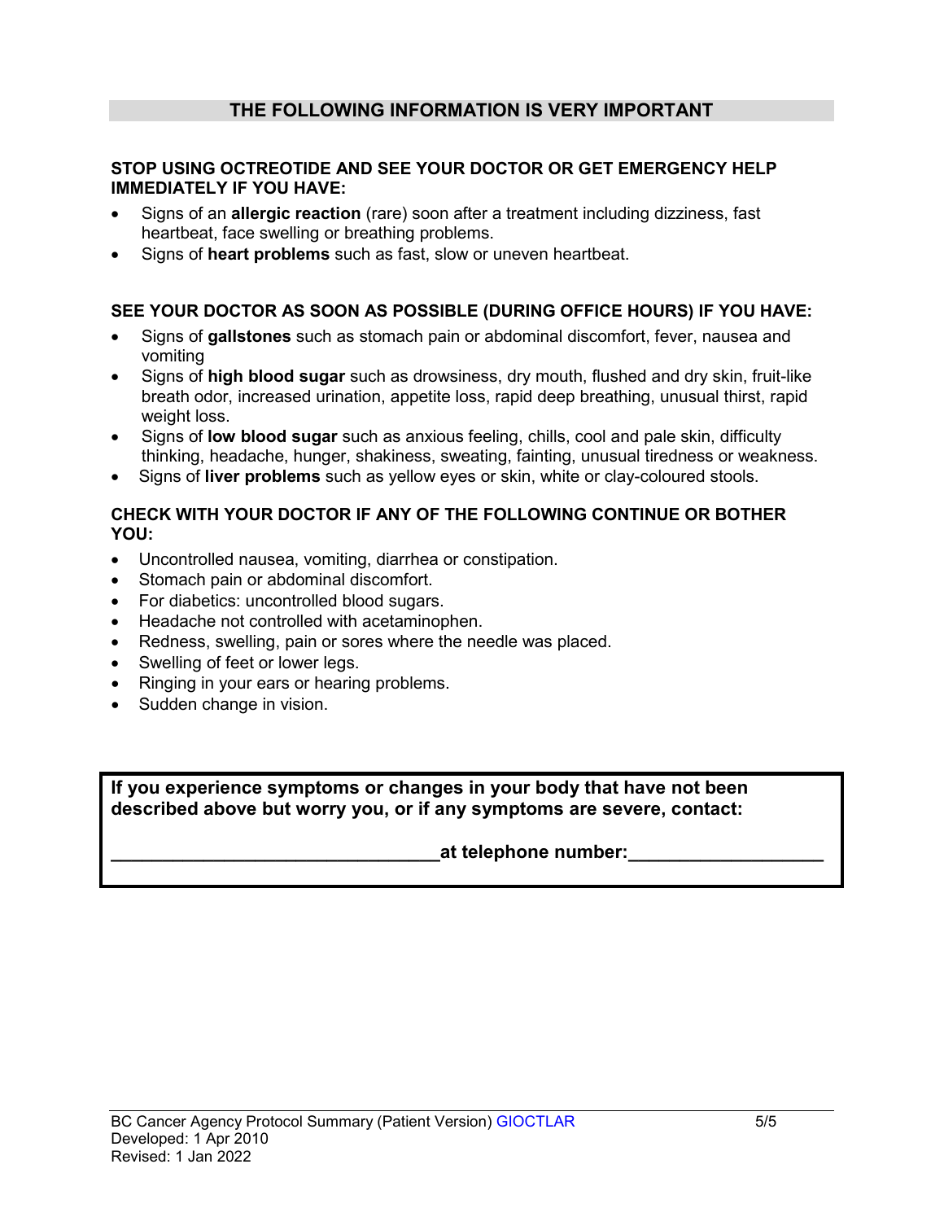## THE FOLLOWING INFORMATION IS VERY IMPORTANT

**STOP USING OCTREOTIDE AND SEE YOUR DOCTOR OR GET EMERGENCY HELP IMMEDIATELY IF YOU HAVE:**

- Signs of an **allergic reaction** (rare) soon after a treatment including dizziness, fast heartbeat, face swelling or breathing problems.
- Signs of **heart problems** such as fast, slow or uneven heartbeat.

**SEE YOUR DOCTOR AS SOON AS POSSIBLE (DURING OFFICE HOURS) IF YOU HAVE:**

- Signs of **gallstones** such as stomach pain or abdominal discomfort, fever, nausea and vomiting
- Signs of **high blood sugar** such as drowsiness, dry mouth, flushed and dry skin, fruit-like breath odor, increased urination, appetite loss, rapid deep breathing, unusual thirst, rapid weight loss.
- Signs of **low blood sugar** such as anxious feeling, chills, cool and pale skin, difficulty thinking, headache, hunger, shakiness, sweating, fainting, unusual tiredness or weakness.
- Signs of **liver problems** such as yellow eyes or skin, white or clay-coloured stools.

**CHECK WITH YOUR DOCTOR IF ANY OF THE FOLLOWING CONTINUE OR BOTHER YOU:**

- Uncontrolled nausea, vomiting, diarrhea or constipation.
- Stomach pain or abdominal discomfort.
- For diabetics: uncontrolled blood sugars.
- Headache not controlled with acetaminophen.
- Redness, swelling, pain or sores where the needle was placed.
- Swelling of feet or lower legs.
- Ringing in your ears or hearing problems.
- Sudden change in vision.

**If you experience symptoms or changes in your body that have not been described above but worry you, or if any symptoms are severe, contact:**

**________________________________at telephone number:___________________**

BC Cancer Agency Protocol Summary (Patient Version) GIOCTLAR
Developed: 1 Apr 2010
Revised: 1 Jan 2022